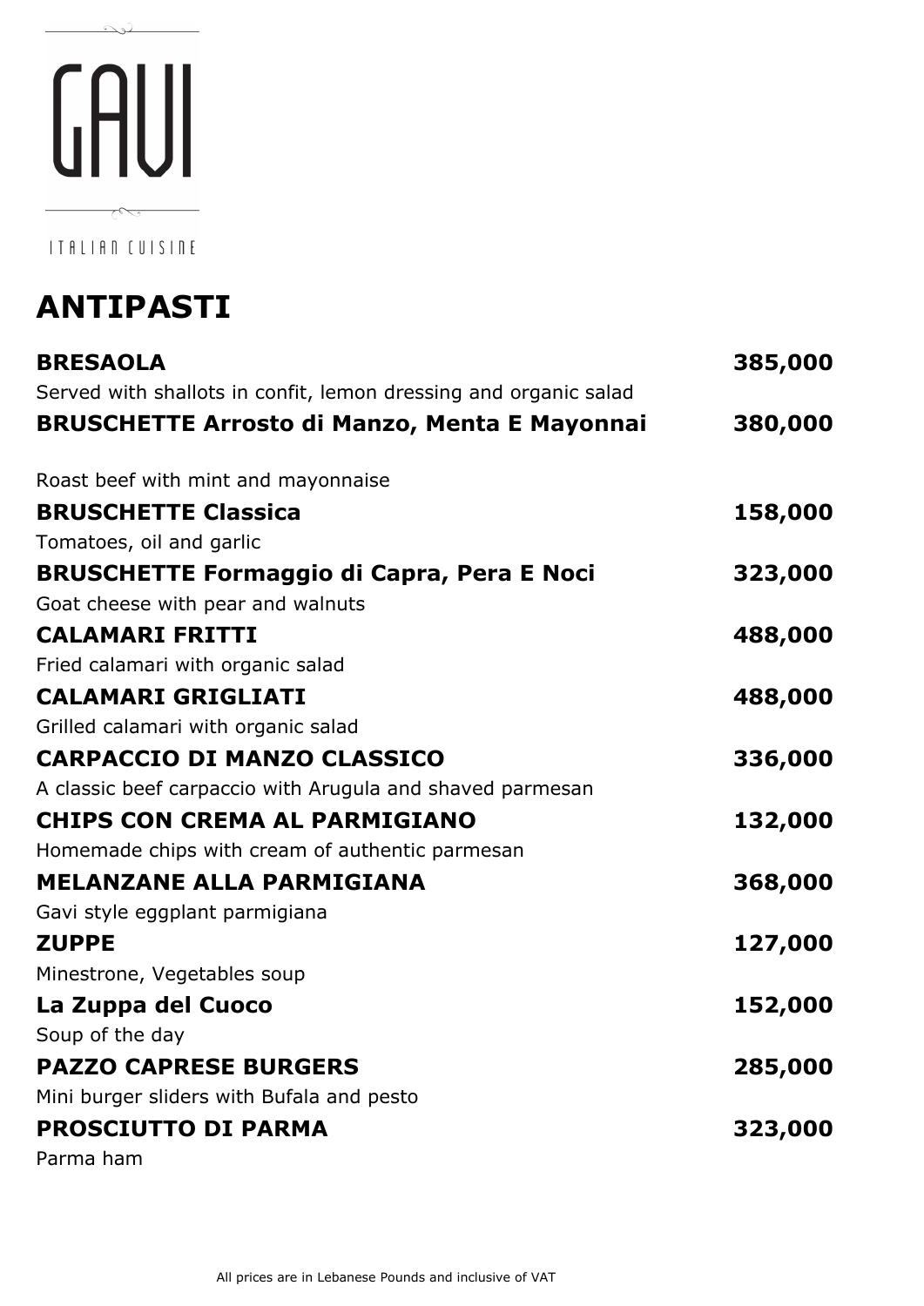# GAVI

ITALIAN CUISINE

## ANTIPASTI

**BRESAOLA** **385,000**
Served with shallots in confit, lemon dressing and organic salad

**BRUSCHETTE Arrosto di Manzo, Menta E Mayonnai** **380,000**
Roast beef with mint and mayonnaise

**BRUSCHETTE Classica** **158,000**
Tomatoes, oil and garlic

**BRUSCHETTE Formaggio di Capra, Pera E Noci** **323,000**
Goat cheese with pear and walnuts

**CALAMARI FRITTI** **488,000**
Fried calamari with organic salad

**CALAMARI GRIGLIATI** **488,000**
Grilled calamari with organic salad

**CARPACCIO DI MANZO CLASSICO** **336,000**
A classic beef carpaccio with Arugula and shaved parmesan

**CHIPS CON CREMA AL PARMIGIANO** **132,000**
Homemade chips with cream of authentic parmesan

**MELANZANE ALLA PARMIGIANA** **368,000**
Gavi style eggplant parmigiana

**ZUPPE** **127,000**
Minestrone, Vegetables soup

**La Zuppa del Cuoco** **152,000**
Soup of the day

**PAZZO CAPRESE BURGERS** **285,000**
Mini burger sliders with Bufala and pesto

**PROSCIUTTO DI PARMA** **323,000**
Parma ham

All prices are in Lebanese Pounds and inclusive of VAT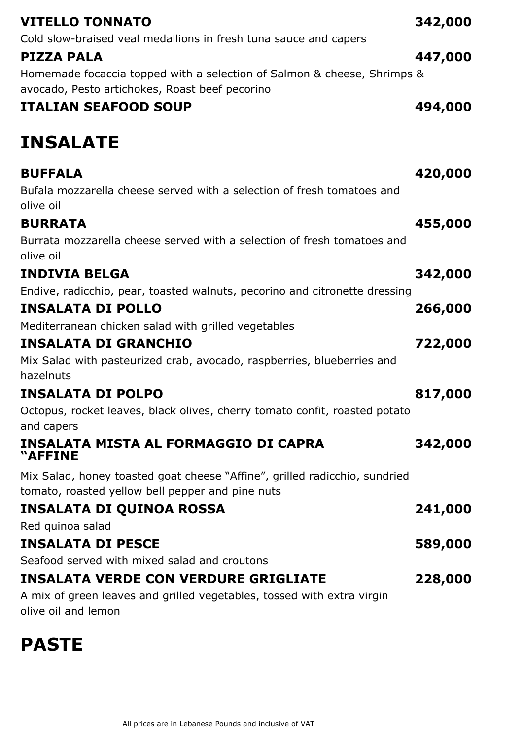**VITELLO TONNATO** 342,000

Cold slow-braised veal medallions in fresh tuna sauce and capers

**PIZZA PALA** 447,000

Homemade focaccia topped with a selection of Salmon & cheese, Shrimps & avocado, Pesto artichokes, Roast beef pecorino

**ITALIAN SEAFOOD SOUP** 494,000

# INSALATE

**BUFFALA** 420,000

Bufala mozzarella cheese served with a selection of fresh tomatoes and olive oil

**BURRATA** 455,000

Burrata mozzarella cheese served with a selection of fresh tomatoes and olive oil

**INDIVIA BELGA** 342,000

Endive, radicchio, pear, toasted walnuts, pecorino and citronette dressing

**INSALATA DI POLLO** 266,000

Mediterranean chicken salad with grilled vegetables

**INSALATA DI GRANCHIO** 722,000

Mix Salad with pasteurized crab, avocado, raspberries, blueberries and hazelnuts

**INSALATA DI POLPO** 817,000

Octopus, rocket leaves, black olives, cherry tomato confit, roasted potato and capers

**INSALATA MISTA AL FORMAGGIO DI CAPRA "AFFINE** 342,000

Mix Salad, honey toasted goat cheese "Affine", grilled radicchio, sundried tomato, roasted yellow bell pepper and pine nuts

**INSALATA DI QUINOA ROSSA** 241,000

Red quinoa salad

**INSALATA DI PESCE** 589,000

Seafood served with mixed salad and croutons

**INSALATA VERDE CON VERDURE GRIGLIATE** 228,000

A mix of green leaves and grilled vegetables, tossed with extra virgin olive oil and lemon

# PASTE

All prices are in Lebanese Pounds and inclusive of VAT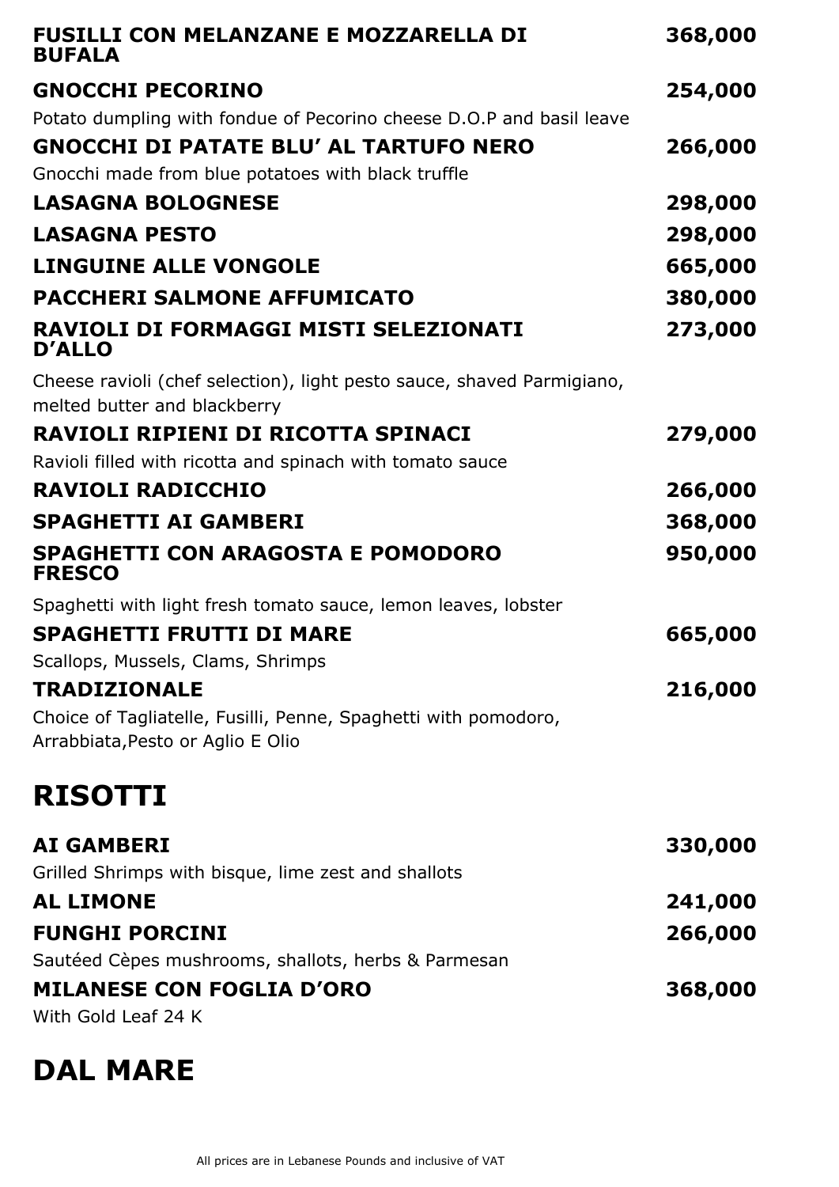**FUSILLI CON MELANZANE E MOZZARELLA DI BUFALA** 368,000

**GNOCCHI PECORINO** 254,000

Potato dumpling with fondue of Pecorino cheese D.O.P and basil leave

**GNOCCHI DI PATATE BLU' AL TARTUFO NERO** 266,000

Gnocchi made from blue potatoes with black truffle

**LASAGNA BOLOGNESE** 298,000

**LASAGNA PESTO** 298,000

**LINGUINE ALLE VONGOLE** 665,000

**PACCHERI SALMONE AFFUMICATO** 380,000

**RAVIOLI DI FORMAGGI MISTI SELEZIONATI D'ALLO** 273,000

Cheese ravioli (chef selection), light pesto sauce, shaved Parmigiano, melted butter and blackberry

**RAVIOLI RIPIENI DI RICOTTA SPINACI** 279,000

Ravioli filled with ricotta and spinach with tomato sauce

**RAVIOLI RADICCHIO** 266,000

**SPAGHETTI AI GAMBERI** 368,000

**SPAGHETTI CON ARAGOSTA E POMODORO FRESCO** 950,000

Spaghetti with light fresh tomato sauce, lemon leaves, lobster

**SPAGHETTI FRUTTI DI MARE** 665,000

Scallops, Mussels, Clams, Shrimps

**TRADIZIONALE** 216,000

Choice of Tagliatelle, Fusilli, Penne, Spaghetti with pomodoro, Arrabbiata,Pesto or Aglio E Olio

# RISOTTI

**AI GAMBERI** 330,000

Grilled Shrimps with bisque, lime zest and shallots

**AL LIMONE** 241,000

**FUNGHI PORCINI** 266,000

Sautéed Cèpes mushrooms, shallots, herbs & Parmesan

**MILANESE CON FOGLIA D'ORO** 368,000

With Gold Leaf 24 K

# DAL MARE

All prices are in Lebanese Pounds and inclusive of VAT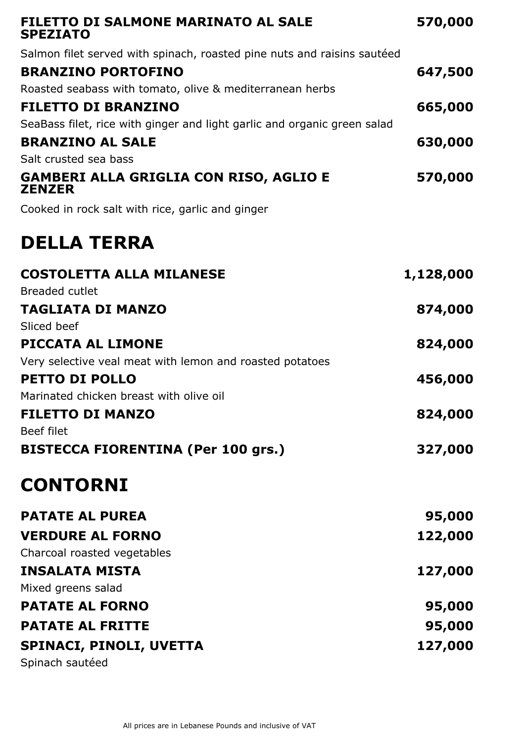**FILETTO DI SALMONE MARINATO AL SALE SPEZIATO** **570,000**

Salmon filet served with spinach, roasted pine nuts and raisins sautéed

**BRANZINO PORTOFINO** **647,500**

Roasted seabass with tomato, olive & mediterranean herbs

**FILETTO DI BRANZINO** **665,000**

SeaBass filet, rice with ginger and light garlic and organic green salad

**BRANZINO AL SALE** **630,000**

Salt crusted sea bass

**GAMBERI ALLA GRIGLIA CON RISO, AGLIO E ZENZER** **570,000**

Cooked in rock salt with rice, garlic and ginger

# DELLA TERRA

**COSTOLETTA ALLA MILANESE** **1,128,000**

Breaded cutlet

**TAGLIATA DI MANZO** **874,000**

Sliced beef

**PICCATA AL LIMONE** **824,000**

Very selective veal meat with lemon and roasted potatoes

**PETTO DI POLLO** **456,000**

Marinated chicken breast with olive oil

**FILETTO DI MANZO** **824,000**

Beef filet

**BISTECCA FIORENTINA (Per 100 grs.)** **327,000**

# CONTORNI

**PATATE AL PUREA** **95,000**

**VERDURE AL FORNO** **122,000**

Charcoal roasted vegetables

**INSALATA MISTA** **127,000**

Mixed greens salad

**PATATE AL FORNO** **95,000**

**PATATE AL FRITTE** **95,000**

**SPINACI, PINOLI, UVETTA** **127,000**

Spinach sautéed

All prices are in Lebanese Pounds and inclusive of VAT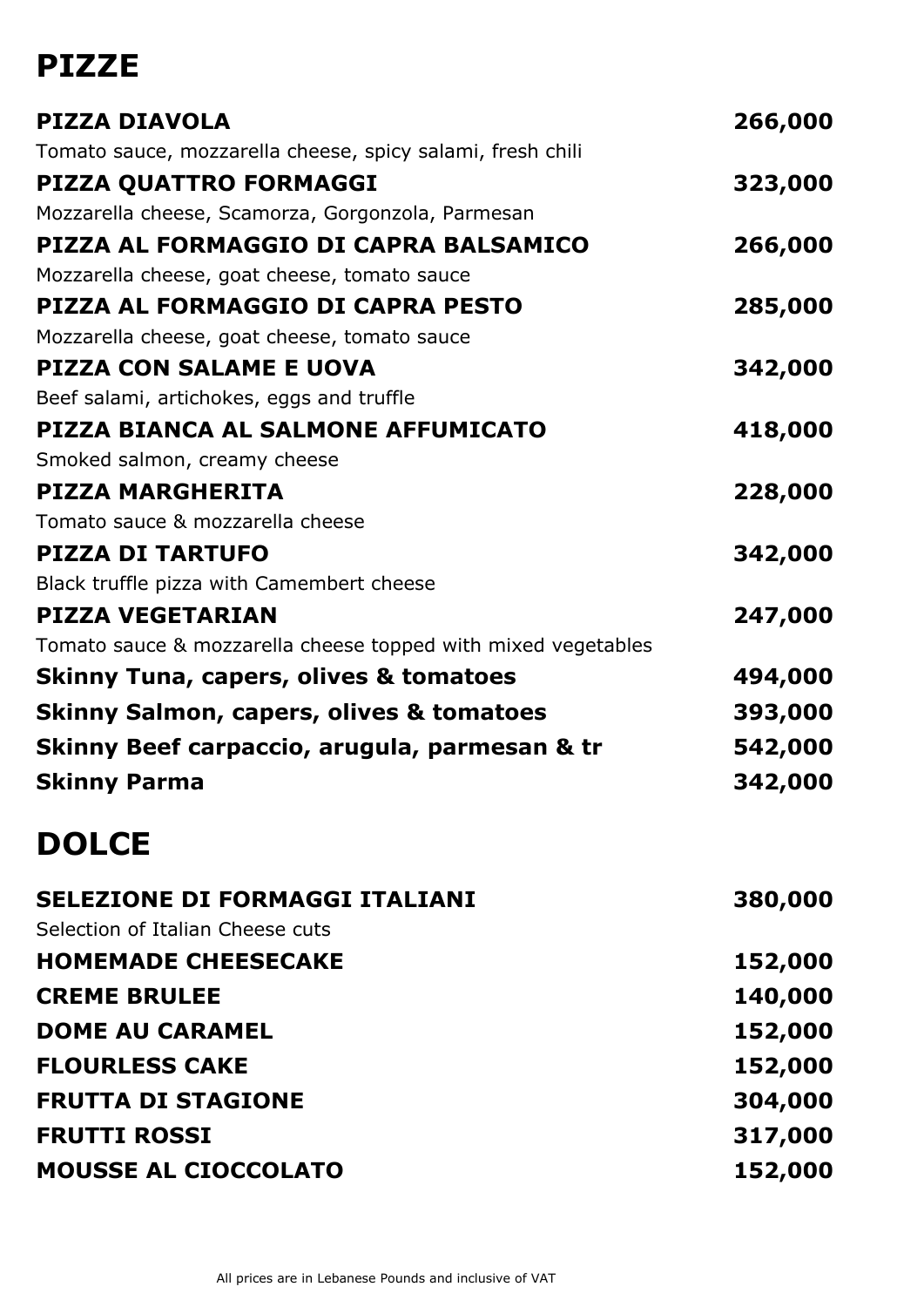# PIZZE

**PIZZA DIAVOLA** **266,000**
Tomato sauce, mozzarella cheese, spicy salami, fresh chili

**PIZZA QUATTRO FORMAGGI** **323,000**
Mozzarella cheese, Scamorza, Gorgonzola, Parmesan

**PIZZA AL FORMAGGIO DI CAPRA BALSAMICO** **266,000**
Mozzarella cheese, goat cheese, tomato sauce

**PIZZA AL FORMAGGIO DI CAPRA PESTO** **285,000**
Mozzarella cheese, goat cheese, tomato sauce

**PIZZA CON SALAME E UOVA** **342,000**
Beef salami, artichokes, eggs and truffle

**PIZZA BIANCA AL SALMONE AFFUMICATO** **418,000**
Smoked salmon, creamy cheese

**PIZZA MARGHERITA** **228,000**
Tomato sauce & mozzarella cheese

**PIZZA DI TARTUFO** **342,000**
Black truffle pizza with Camembert cheese

**PIZZA VEGETARIAN** **247,000**
Tomato sauce & mozzarella cheese topped with mixed vegetables

**Skinny Tuna, capers, olives & tomatoes** **494,000**

**Skinny Salmon, capers, olives & tomatoes** **393,000**

**Skinny Beef carpaccio, arugula, parmesan & tr** **542,000**

**Skinny Parma** **342,000**

# DOLCE

**SELEZIONE DI FORMAGGI ITALIANI** **380,000**
Selection of Italian Cheese cuts

**HOMEMADE CHEESECAKE** **152,000**

**CREME BRULEE** **140,000**

**DOME AU CARAMEL** **152,000**

**FLOURLESS CAKE** **152,000**

**FRUTTA DI STAGIONE** **304,000**

**FRUTTI ROSSI** **317,000**

**MOUSSE AL CIOCCOLATO** **152,000**

All prices are in Lebanese Pounds and inclusive of VAT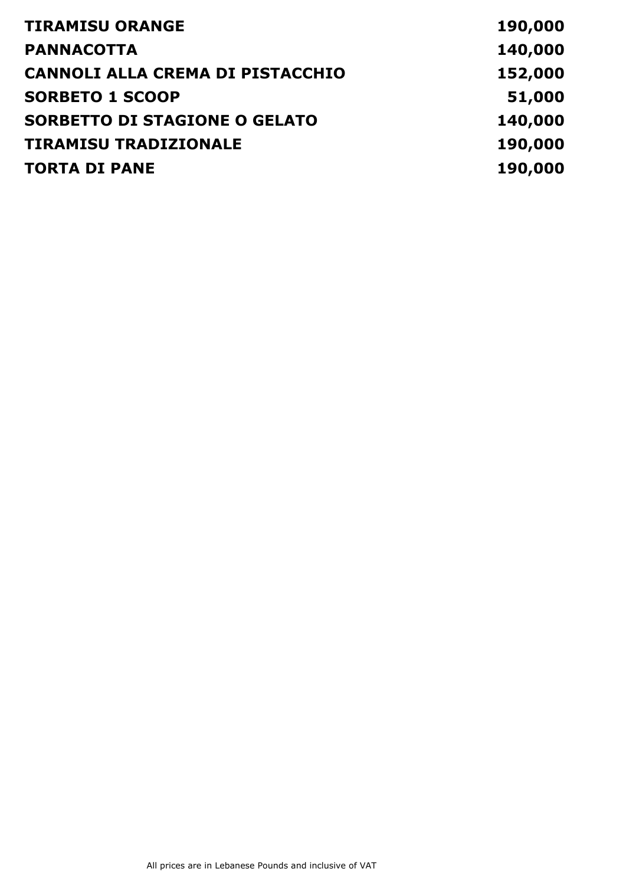| | |
|---|---|
| **TIRAMISU ORANGE** | **190,000** |
| **PANNACOTTA** | **140,000** |
| **CANNOLI ALLA CREMA DI PISTACCHIO** | **152,000** |
| **SORBETO 1 SCOOP** | **51,000** |
| **SORBETTO DI STAGIONE O GELATO** | **140,000** |
| **TIRAMISU TRADIZIONALE** | **190,000** |
| **TORTA DI PANE** | **190,000** |

All prices are in Lebanese Pounds and inclusive of VAT